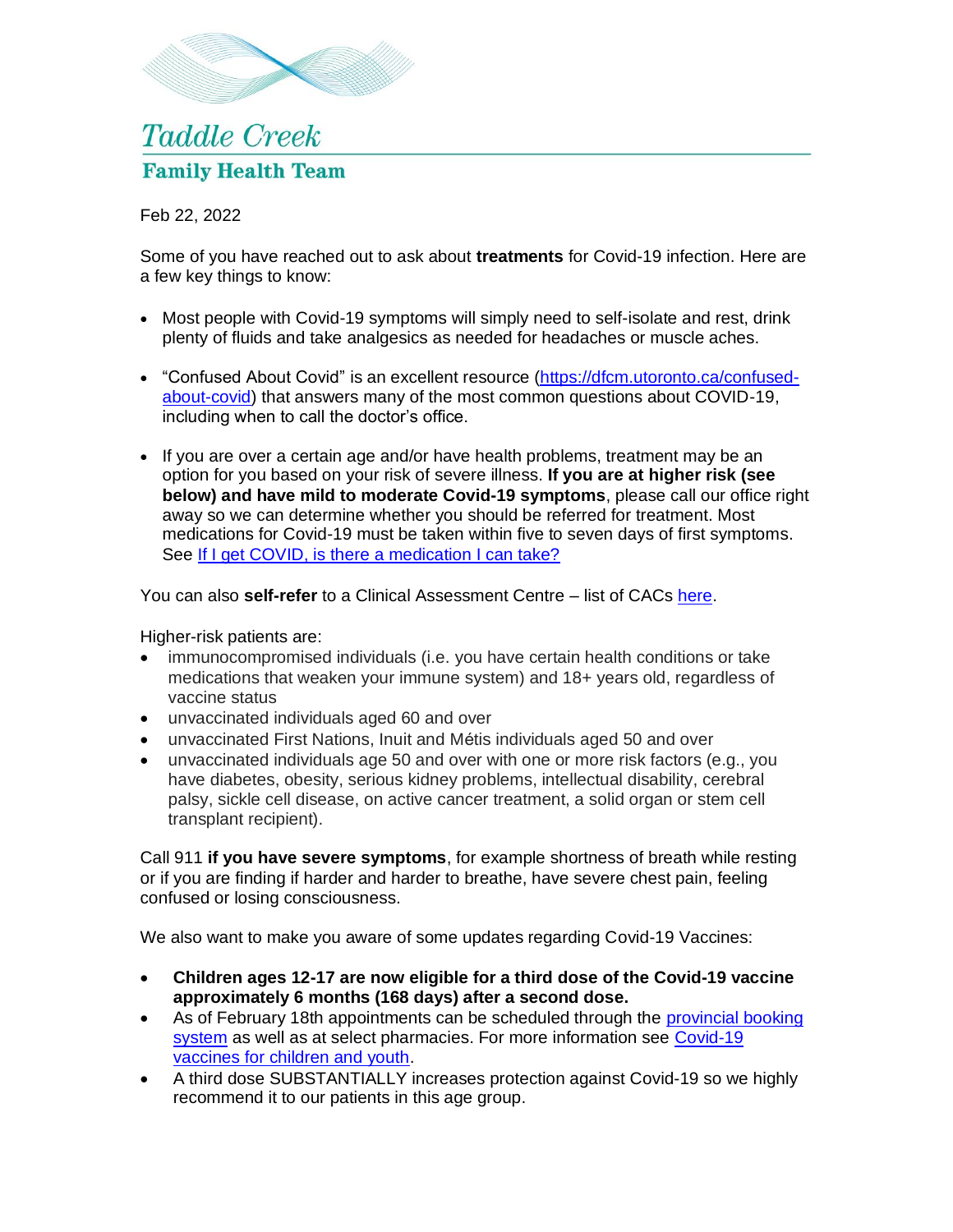# Taddle Creek

## Family Health Team

Feb 22, 2022

Some of you have reached out to ask about **treatments** for Covid-19 infection. Here are a few key things to know:

- Most people with Covid-19 symptoms will simply need to self-isolate and rest, drink plenty of fluids and take analgesics as needed for headaches or muscle aches.
- "Confused About Covid" is an excellent resource ([https://dfcm.utoronto.ca/confused-about-covid](https://dfcm.utoronto.ca/confused-about-covid)) that answers many of the most common questions about COVID-19, including when to call the doctor's office.
- If you are over a certain age and/or have health problems, treatment may be an option for you based on your risk of severe illness. **If you are at higher risk (see below) and have mild to moderate Covid-19 symptoms**, please call our office right away so we can determine whether you should be referred for treatment. Most medications for Covid-19 must be taken within five to seven days of first symptoms. See [If I get COVID, is there a medication I can take?]()

You can also **self-refer** to a Clinical Assessment Centre – list of CACs [here]().

Higher-risk patients are:

- immunocompromised individuals (i.e. you have certain health conditions or take medications that weaken your immune system) and 18+ years old, regardless of vaccine status
- unvaccinated individuals aged 60 and over
- unvaccinated First Nations, Inuit and Métis individuals aged 50 and over
- unvaccinated individuals age 50 and over with one or more risk factors (e.g., you have diabetes, obesity, serious kidney problems, intellectual disability, cerebral palsy, sickle cell disease, on active cancer treatment, a solid organ or stem cell transplant recipient).

Call 911 **if you have severe symptoms**, for example shortness of breath while resting or if you are finding if harder and harder to breathe, have severe chest pain, feeling confused or losing consciousness.

We also want to make you aware of some updates regarding Covid-19 Vaccines:

- **Children ages 12-17 are now eligible for a third dose of the Covid-19 vaccine approximately 6 months (168 days) after a second dose.**
- As of February 18th appointments can be scheduled through the [provincial booking system]() as well as at select pharmacies. For more information see [Covid-19 vaccines for children and youth]().
- A third dose SUBSTANTIALLY increases protection against Covid-19 so we highly recommend it to our patients in this age group.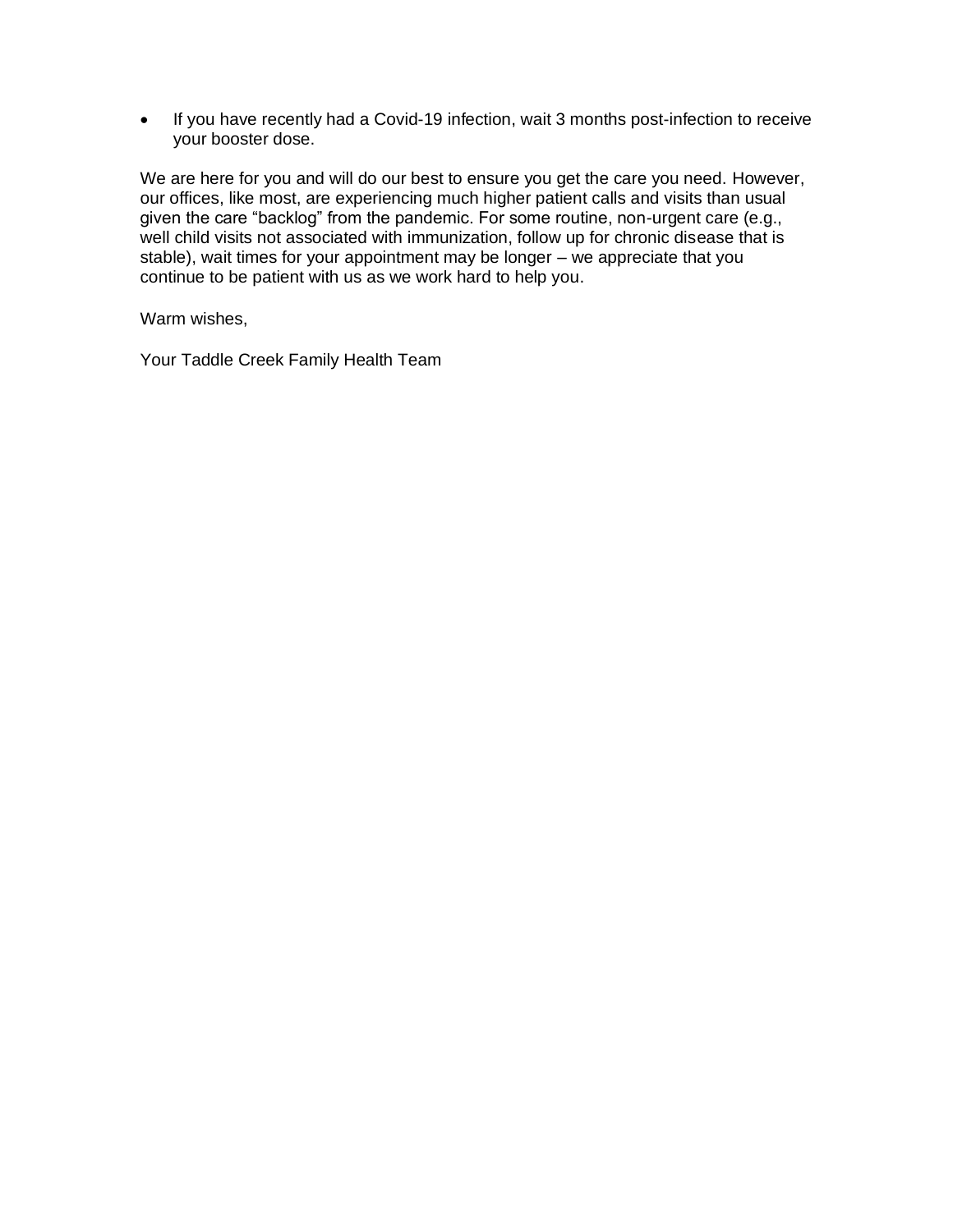- If you have recently had a Covid-19 infection, wait 3 months post-infection to receive your booster dose.

We are here for you and will do our best to ensure you get the care you need. However, our offices, like most, are experiencing much higher patient calls and visits than usual given the care "backlog" from the pandemic. For some routine, non-urgent care (e.g., well child visits not associated with immunization, follow up for chronic disease that is stable), wait times for your appointment may be longer – we appreciate that you continue to be patient with us as we work hard to help you.

Warm wishes,

Your Taddle Creek Family Health Team